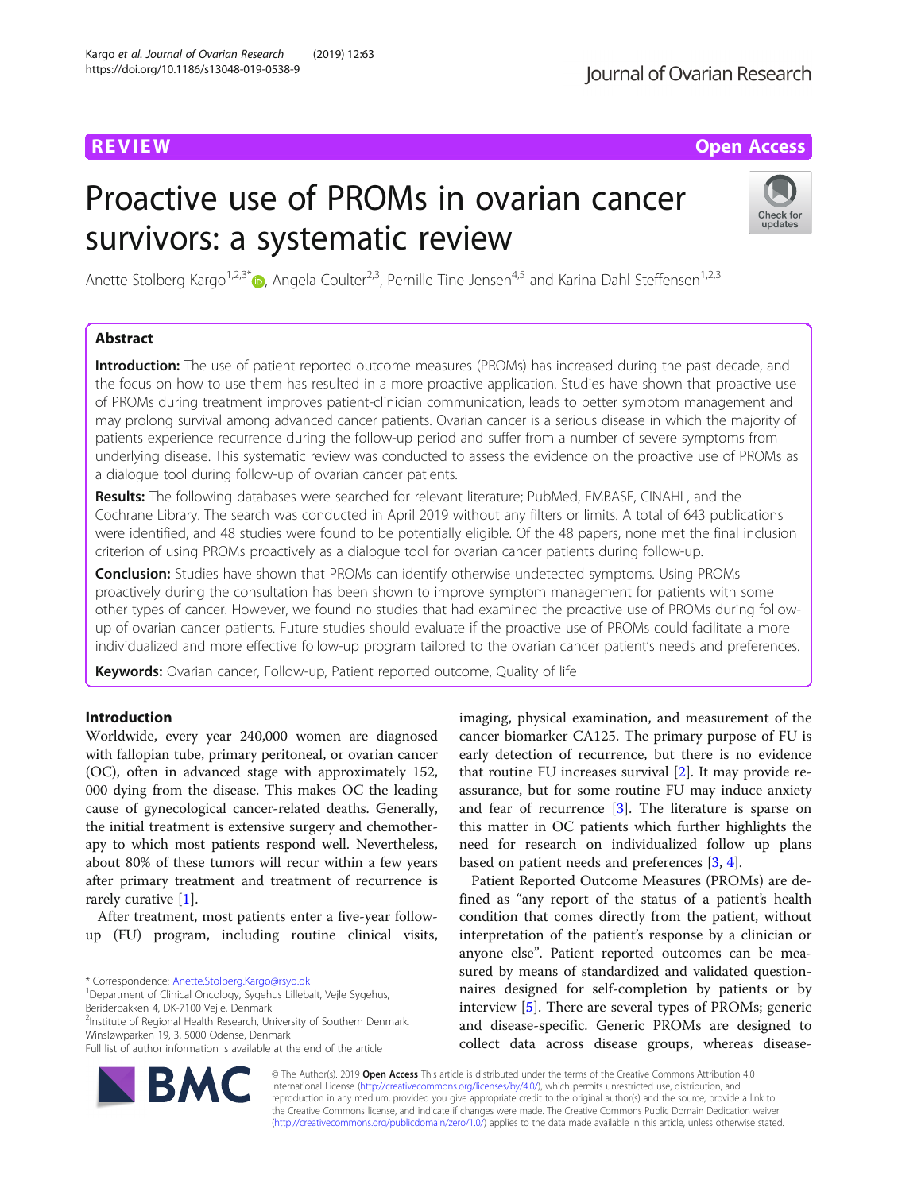REVIEW

Open Access

# Proactive use of PROMs in ovarian cancer survivors: a systematic review

Anette Stolberg Kargo[1,2,3*], Angela Coulter[2,3], Pernille Tine Jensen[4,5] and Karina Dahl Steffensen[1,2,3]

## Abstract

**Introduction:** The use of patient reported outcome measures (PROMs) has increased during the past decade, and the focus on how to use them has resulted in a more proactive application. Studies have shown that proactive use of PROMs during treatment improves patient-clinician communication, leads to better symptom management and may prolong survival among advanced cancer patients. Ovarian cancer is a serious disease in which the majority of patients experience recurrence during the follow-up period and suffer from a number of severe symptoms from underlying disease. This systematic review was conducted to assess the evidence on the proactive use of PROMs as a dialogue tool during follow-up of ovarian cancer patients.

**Results:** The following databases were searched for relevant literature; PubMed, EMBASE, CINAHL, and the Cochrane Library. The search was conducted in April 2019 without any filters or limits. A total of 643 publications were identified, and 48 studies were found to be potentially eligible. Of the 48 papers, none met the final inclusion criterion of using PROMs proactively as a dialogue tool for ovarian cancer patients during follow-up.

**Conclusion:** Studies have shown that PROMs can identify otherwise undetected symptoms. Using PROMs proactively during the consultation has been shown to improve symptom management for patients with some other types of cancer. However, we found no studies that had examined the proactive use of PROMs during follow-up of ovarian cancer patients. Future studies should evaluate if the proactive use of PROMs could facilitate a more individualized and more effective follow-up program tailored to the ovarian cancer patient's needs and preferences.

**Keywords:** Ovarian cancer, Follow-up, Patient reported outcome, Quality of life

## Introduction

Worldwide, every year 240,000 women are diagnosed with fallopian tube, primary peritoneal, or ovarian cancer (OC), often in advanced stage with approximately 152, 000 dying from the disease. This makes OC the leading cause of gynecological cancer-related deaths. Generally, the initial treatment is extensive surgery and chemotherapy to which most patients respond well. Nevertheless, about 80% of these tumors will recur within a few years after primary treatment and treatment of recurrence is rarely curative [1].

After treatment, most patients enter a five-year follow-up (FU) program, including routine clinical visits, imaging, physical examination, and measurement of the cancer biomarker CA125. The primary purpose of FU is early detection of recurrence, but there is no evidence that routine FU increases survival [2]. It may provide reassurance, but for some routine FU may induce anxiety and fear of recurrence [3]. The literature is sparse on this matter in OC patients which further highlights the need for research on individualized follow up plans based on patient needs and preferences [3, 4].

Patient Reported Outcome Measures (PROMs) are defined as "any report of the status of a patient's health condition that comes directly from the patient, without interpretation of the patient's response by a clinician or anyone else". Patient reported outcomes can be measured by means of standardized and validated questionnaires designed for self-completion by patients or by interview [5]. There are several types of PROMs; generic and disease-specific. Generic PROMs are designed to collect data across disease groups, whereas disease-

\* Correspondence: Anette.Stolberg.Kargo@rsyd.dk
[1]Department of Clinical Oncology, Sygehus Lillebalt, Vejle Sygehus, Beriderbakken 4, DK-7100 Vejle, Denmark
[2]Institute of Regional Health Research, University of Southern Denmark, Winsløwparken 19, 3, 5000 Odense, Denmark
Full list of author information is available at the end of the article

© The Author(s). 2019 **Open Access** This article is distributed under the terms of the Creative Commons Attribution 4.0 International License (http://creativecommons.org/licenses/by/4.0/), which permits unrestricted use, distribution, and reproduction in any medium, provided you give appropriate credit to the original author(s) and the source, provide a link to the Creative Commons license, and indicate if changes were made. The Creative Commons Public Domain Dedication waiver (http://creativecommons.org/publicdomain/zero/1.0/) applies to the data made available in this article, unless otherwise stated.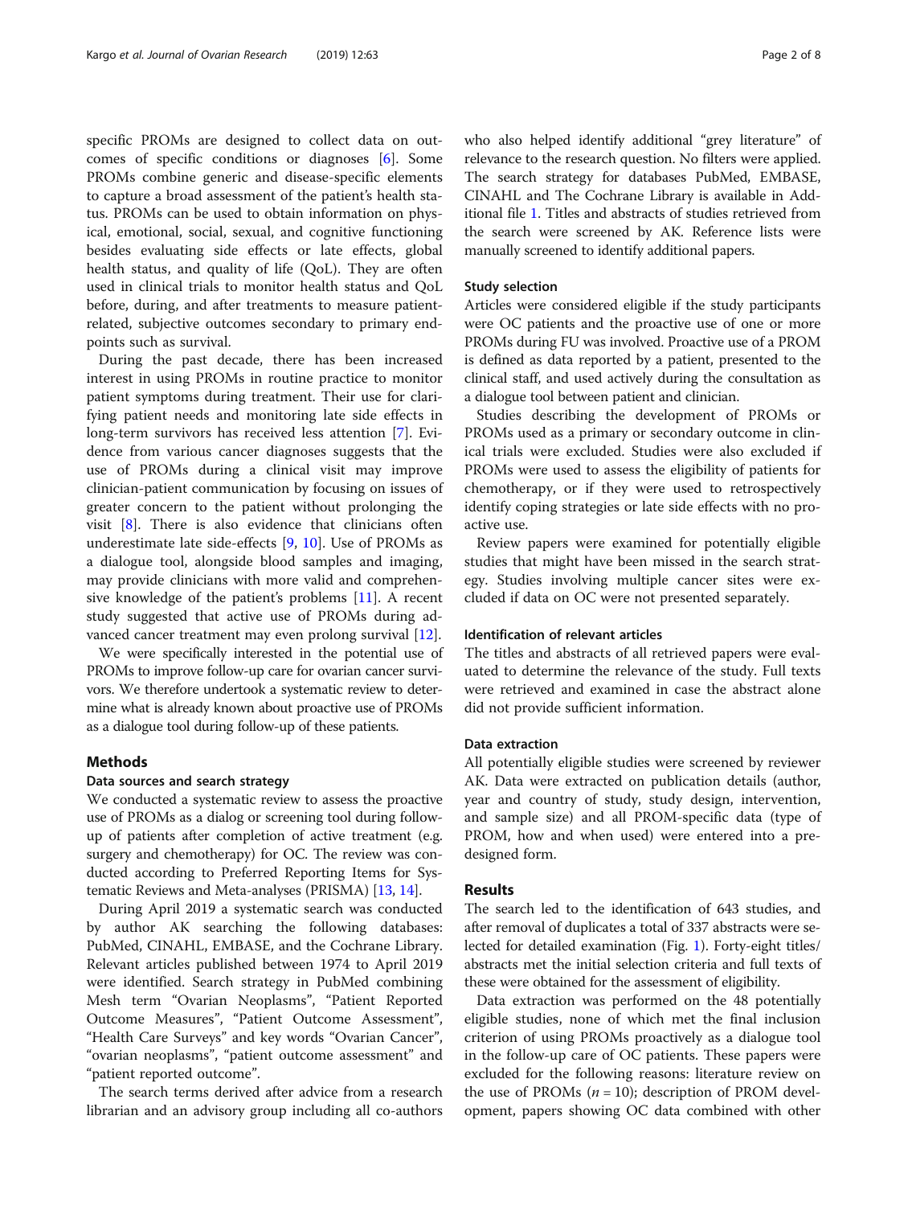specific PROMs are designed to collect data on outcomes of specific conditions or diagnoses [6]. Some PROMs combine generic and disease-specific elements to capture a broad assessment of the patient's health status. PROMs can be used to obtain information on physical, emotional, social, sexual, and cognitive functioning besides evaluating side effects or late effects, global health status, and quality of life (QoL). They are often used in clinical trials to monitor health status and QoL before, during, and after treatments to measure patient-related, subjective outcomes secondary to primary endpoints such as survival.

During the past decade, there has been increased interest in using PROMs in routine practice to monitor patient symptoms during treatment. Their use for clarifying patient needs and monitoring late side effects in long-term survivors has received less attention [7]. Evidence from various cancer diagnoses suggests that the use of PROMs during a clinical visit may improve clinician-patient communication by focusing on issues of greater concern to the patient without prolonging the visit [8]. There is also evidence that clinicians often underestimate late side-effects [9, 10]. Use of PROMs as a dialogue tool, alongside blood samples and imaging, may provide clinicians with more valid and comprehensive knowledge of the patient's problems [11]. A recent study suggested that active use of PROMs during advanced cancer treatment may even prolong survival [12].

We were specifically interested in the potential use of PROMs to improve follow-up care for ovarian cancer survivors. We therefore undertook a systematic review to determine what is already known about proactive use of PROMs as a dialogue tool during follow-up of these patients.

## Methods

### Data sources and search strategy

We conducted a systematic review to assess the proactive use of PROMs as a dialog or screening tool during follow-up of patients after completion of active treatment (e.g. surgery and chemotherapy) for OC. The review was conducted according to Preferred Reporting Items for Systematic Reviews and Meta-analyses (PRISMA) [13, 14].

During April 2019 a systematic search was conducted by author AK searching the following databases: PubMed, CINAHL, EMBASE, and the Cochrane Library. Relevant articles published between 1974 to April 2019 were identified. Search strategy in PubMed combining Mesh term "Ovarian Neoplasms", "Patient Reported Outcome Measures", "Patient Outcome Assessment", "Health Care Surveys" and key words "Ovarian Cancer", "ovarian neoplasms", "patient outcome assessment" and "patient reported outcome".

The search terms derived after advice from a research librarian and an advisory group including all co-authors who also helped identify additional "grey literature" of relevance to the research question. No filters were applied. The search strategy for databases PubMed, EMBASE, CINAHL and The Cochrane Library is available in Additional file 1. Titles and abstracts of studies retrieved from the search were screened by AK. Reference lists were manually screened to identify additional papers.

### Study selection

Articles were considered eligible if the study participants were OC patients and the proactive use of one or more PROMs during FU was involved. Proactive use of a PROM is defined as data reported by a patient, presented to the clinical staff, and used actively during the consultation as a dialogue tool between patient and clinician.

Studies describing the development of PROMs or PROMs used as a primary or secondary outcome in clinical trials were excluded. Studies were also excluded if PROMs were used to assess the eligibility of patients for chemotherapy, or if they were used to retrospectively identify coping strategies or late side effects with no proactive use.

Review papers were examined for potentially eligible studies that might have been missed in the search strategy. Studies involving multiple cancer sites were excluded if data on OC were not presented separately.

### Identification of relevant articles

The titles and abstracts of all retrieved papers were evaluated to determine the relevance of the study. Full texts were retrieved and examined in case the abstract alone did not provide sufficient information.

### Data extraction

All potentially eligible studies were screened by reviewer AK. Data were extracted on publication details (author, year and country of study, study design, intervention, and sample size) and all PROM-specific data (type of PROM, how and when used) were entered into a predesigned form.

## Results

The search led to the identification of 643 studies, and after removal of duplicates a total of 337 abstracts were selected for detailed examination (Fig. 1). Forty-eight titles/abstracts met the initial selection criteria and full texts of these were obtained for the assessment of eligibility.

Data extraction was performed on the 48 potentially eligible studies, none of which met the final inclusion criterion of using PROMs proactively as a dialogue tool in the follow-up care of OC patients. These papers were excluded for the following reasons: literature review on the use of PROMs ($n = 10$); description of PROM development, papers showing OC data combined with other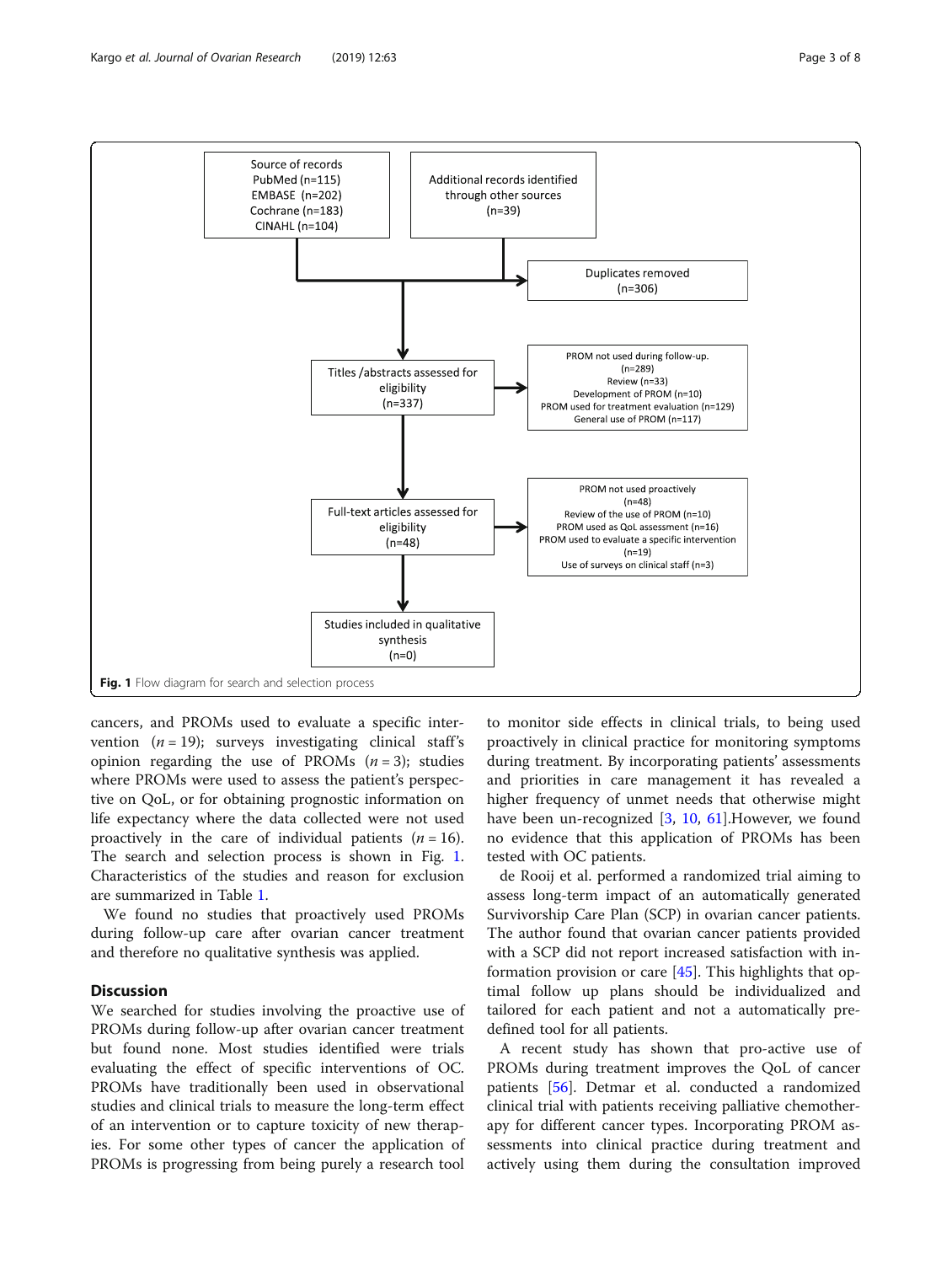Source of records
PubMed (n=115)
EMBASE (n=202)
Cochrane (n=183)
CINAHL (n=104)

Additional records identified through other sources
(n=39)

Duplicates removed
(n=306)

Titles /abstracts assessed for eligibility
(n=337)

PROM not used during follow-up.
(n=289)
Review (n=33)
Development of PROM (n=10)
PROM used for treatment evaluation (n=129)
General use of PROM (n=117)

Full-text articles assessed for eligibility
(n=48)

PROM not used proactively
(n=48)
Review of the use of PROM (n=10)
PROM used as QoL assessment (n=16)
PROM used to evaluate a specific intervention
(n=19)
Use of surveys on clinical staff (n=3)

Studies included in qualitative synthesis
(n=0)

**Fig. 1** Flow diagram for search and selection process

cancers, and PROMs used to evaluate a specific intervention ($n = 19$); surveys investigating clinical staff's opinion regarding the use of PROMs ($n = 3$); studies where PROMs were used to assess the patient's perspective on QoL, or for obtaining prognostic information on life expectancy where the data collected were not used proactively in the care of individual patients ($n = 16$). The search and selection process is shown in Fig. 1. Characteristics of the studies and reason for exclusion are summarized in Table 1.

We found no studies that proactively used PROMs during follow-up care after ovarian cancer treatment and therefore no qualitative synthesis was applied.

## Discussion

We searched for studies involving the proactive use of PROMs during follow-up after ovarian cancer treatment but found none. Most studies identified were trials evaluating the effect of specific interventions of OC. PROMs have traditionally been used in observational studies and clinical trials to measure the long-term effect of an intervention or to capture toxicity of new therapies. For some other types of cancer the application of PROMs is progressing from being purely a research tool to monitor side effects in clinical trials, to being used proactively in clinical practice for monitoring symptoms during treatment. By incorporating patients' assessments and priorities in care management it has revealed a higher frequency of unmet needs that otherwise might have been un-recognized [3, 10, 61].However, we found no evidence that this application of PROMs has been tested with OC patients.

de Rooij et al. performed a randomized trial aiming to assess long-term impact of an automatically generated Survivorship Care Plan (SCP) in ovarian cancer patients. The author found that ovarian cancer patients provided with a SCP did not report increased satisfaction with information provision or care [45]. This highlights that optimal follow up plans should be individualized and tailored for each patient and not a automatically predefined tool for all patients.

A recent study has shown that pro-active use of PROMs during treatment improves the QoL of cancer patients [56]. Detmar et al. conducted a randomized clinical trial with patients receiving palliative chemotherapy for different cancer types. Incorporating PROM assessments into clinical practice during treatment and actively using them during the consultation improved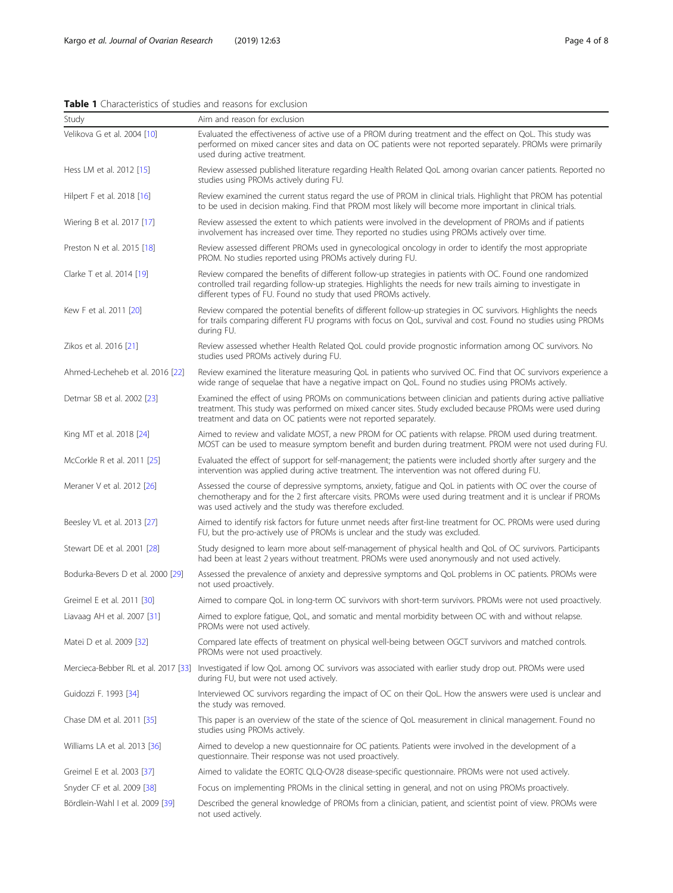**Table 1** Characteristics of studies and reasons for exclusion

| Study | Aim and reason for exclusion |
| --- | --- |
| Velikova G et al. 2004 [10] | Evaluated the effectiveness of active use of a PROM during treatment and the effect on QoL. This study was performed on mixed cancer sites and data on OC patients were not reported separately. PROMs were primarily used during active treatment. |
| Hess LM et al. 2012 [15] | Review assessed published literature regarding Health Related QoL among ovarian cancer patients. Reported no studies using PROMs actively during FU. |
| Hilpert F et al. 2018 [16] | Review examined the current status regard the use of PROM in clinical trials. Highlight that PROM has potential to be used in decision making. Find that PROM most likely will become more important in clinical trials. |
| Wiering B et al. 2017 [17] | Review assessed the extent to which patients were involved in the development of PROMs and if patients involvement has increased over time. They reported no studies using PROMs actively over time. |
| Preston N et al. 2015 [18] | Review assessed different PROMs used in gynecological oncology in order to identify the most appropriate PROM. No studies reported using PROMs actively during FU. |
| Clarke T et al. 2014 [19] | Review compared the benefits of different follow-up strategies in patients with OC. Found one randomized controlled trail regarding follow-up strategies. Highlights the needs for new trails aiming to investigate in different types of FU. Found no study that used PROMs actively. |
| Kew F et al. 2011 [20] | Review compared the potential benefits of different follow-up strategies in OC survivors. Highlights the needs for trails comparing different FU programs with focus on QoL, survival and cost. Found no studies using PROMs during FU. |
| Zikos et al. 2016 [21] | Review assessed whether Health Related QoL could provide prognostic information among OC survivors. No studies used PROMs actively during FU. |
| Ahmed-Lecheheb et al. 2016 [22] | Review examined the literature measuring QoL in patients who survived OC. Find that OC survivors experience a wide range of sequelae that have a negative impact on QoL. Found no studies using PROMs actively. |
| Detmar SB et al. 2002 [23] | Examined the effect of using PROMs on communications between clinician and patients during active palliative treatment. This study was performed on mixed cancer sites. Study excluded because PROMs were used during treatment and data on OC patients were not reported separately. |
| King MT et al. 2018 [24] | Aimed to review and validate MOST, a new PROM for OC patients with relapse. PROM used during treatment. MOST can be used to measure symptom benefit and burden during treatment. PROM were not used during FU. |
| McCorkle R et al. 2011 [25] | Evaluated the effect of support for self-management; the patients were included shortly after surgery and the intervention was applied during active treatment. The intervention was not offered during FU. |
| Meraner V et al. 2012 [26] | Assessed the course of depressive symptoms, anxiety, fatigue and QoL in patients with OC over the course of chemotherapy and for the 2 first aftercare visits. PROMs were used during treatment and it is unclear if PROMs was used actively and the study was therefore excluded. |
| Beesley VL et al. 2013 [27] | Aimed to identify risk factors for future unmet needs after first-line treatment for OC. PROMs were used during FU, but the pro-actively use of PROMs is unclear and the study was excluded. |
| Stewart DE et al. 2001 [28] | Study designed to learn more about self-management of physical health and QoL of OC survivors. Participants had been at least 2 years without treatment. PROMs were used anonymously and not used actively. |
| Bodurka-Bevers D et al. 2000 [29] | Assessed the prevalence of anxiety and depressive symptoms and QoL problems in OC patients. PROMs were not used proactively. |
| Greimel E et al. 2011 [30] | Aimed to compare QoL in long-term OC survivors with short-term survivors. PROMs were not used proactively. |
| Liavaag AH et al. 2007 [31] | Aimed to explore fatigue, QoL, and somatic and mental morbidity between OC with and without relapse. PROMs were not used actively. |
| Matei D et al. 2009 [32] | Compared late effects of treatment on physical well-being between OGCT survivors and matched controls. PROMs were not used proactively. |
| Mercieca-Bebber RL et al. 2017 [33] | Investigated if low QoL among OC survivors was associated with earlier study drop out. PROMs were used during FU, but were not used actively. |
| Guidozzi F. 1993 [34] | Interviewed OC survivors regarding the impact of OC on their QoL. How the answers were used is unclear and the study was removed. |
| Chase DM et al. 2011 [35] | This paper is an overview of the state of the science of QoL measurement in clinical management. Found no studies using PROMs actively. |
| Williams LA et al. 2013 [36] | Aimed to develop a new questionnaire for OC patients. Patients were involved in the development of a questionnaire. Their response was not used proactively. |
| Greimel E et al. 2003 [37] | Aimed to validate the EORTC QLQ-OV28 disease-specific questionnaire. PROMs were not used actively. |
| Snyder CF et al. 2009 [38] | Focus on implementing PROMs in the clinical setting in general, and not on using PROMs proactively. |
| Bördlein-Wahl I et al. 2009 [39] | Described the general knowledge of PROMs from a clinician, patient, and scientist point of view. PROMs were not used actively. |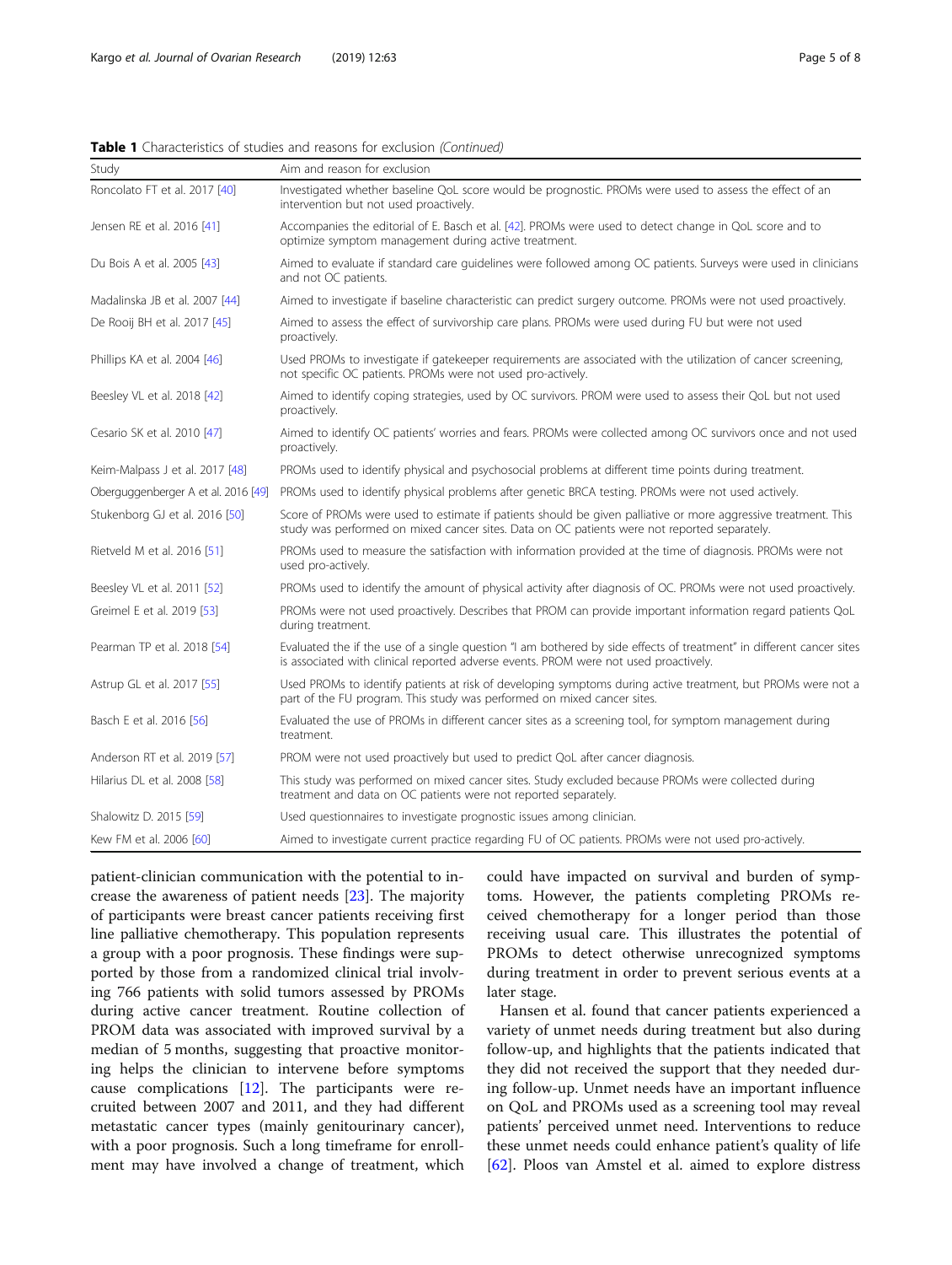**Table 1** Characteristics of studies and reasons for exclusion *(Continued)*

| Study | Aim and reason for exclusion |
|---|---|
| Roncolato FT et al. 2017 [40] | Investigated whether baseline QoL score would be prognostic. PROMs were used to assess the effect of an intervention but not used proactively. |
| Jensen RE et al. 2016 [41] | Accompanies the editorial of E. Basch et al. [42]. PROMs were used to detect change in QoL score and to optimize symptom management during active treatment. |
| Du Bois A et al. 2005 [43] | Aimed to evaluate if standard care guidelines were followed among OC patients. Surveys were used in clinicians and not OC patients. |
| Madalinska JB et al. 2007 [44] | Aimed to investigate if baseline characteristic can predict surgery outcome. PROMs were not used proactively. |
| De Rooij BH et al. 2017 [45] | Aimed to assess the effect of survivorship care plans. PROMs were used during FU but were not used proactively. |
| Phillips KA et al. 2004 [46] | Used PROMs to investigate if gatekeeper requirements are associated with the utilization of cancer screening, not specific OC patients. PROMs were not used pro-actively. |
| Beesley VL et al. 2018 [42] | Aimed to identify coping strategies, used by OC survivors. PROM were used to assess their QoL but not used proactively. |
| Cesario SK et al. 2010 [47] | Aimed to identify OC patients' worries and fears. PROMs were collected among OC survivors once and not used proactively. |
| Keim-Malpass J et al. 2017 [48] | PROMs used to identify physical and psychosocial problems at different time points during treatment. |
| Oberguggenberger A et al. 2016 [49] | PROMs used to identify physical problems after genetic BRCA testing. PROMs were not used actively. |
| Stukenborg GJ et al. 2016 [50] | Score of PROMs were used to estimate if patients should be given palliative or more aggressive treatment. This study was performed on mixed cancer sites. Data on OC patients were not reported separately. |
| Rietveld M et al. 2016 [51] | PROMs used to measure the satisfaction with information provided at the time of diagnosis. PROMs were not used pro-actively. |
| Beesley VL et al. 2011 [52] | PROMs used to identify the amount of physical activity after diagnosis of OC. PROMs were not used proactively. |
| Greimel E et al. 2019 [53] | PROMs were not used proactively. Describes that PROM can provide important information regard patients QoL during treatment. |
| Pearman TP et al. 2018 [54] | Evaluated the if the use of a single question "I am bothered by side effects of treatment" in different cancer sites is associated with clinical reported adverse events. PROM were not used proactively. |
| Astrup GL et al. 2017 [55] | Used PROMs to identify patients at risk of developing symptoms during active treatment, but PROMs were not a part of the FU program. This study was performed on mixed cancer sites. |
| Basch E et al. 2016 [56] | Evaluated the use of PROMs in different cancer sites as a screening tool, for symptom management during treatment. |
| Anderson RT et al. 2019 [57] | PROM were not used proactively but used to predict QoL after cancer diagnosis. |
| Hilarius DL et al. 2008 [58] | This study was performed on mixed cancer sites. Study excluded because PROMs were collected during treatment and data on OC patients were not reported separately. |
| Shalowitz D. 2015 [59] | Used questionnaires to investigate prognostic issues among clinician. |
| Kew FM et al. 2006 [60] | Aimed to investigate current practice regarding FU of OC patients. PROMs were not used pro-actively. |

patient-clinician communication with the potential to increase the awareness of patient needs [23]. The majority of participants were breast cancer patients receiving first line palliative chemotherapy. This population represents a group with a poor prognosis. These findings were supported by those from a randomized clinical trial involving 766 patients with solid tumors assessed by PROMs during active cancer treatment. Routine collection of PROM data was associated with improved survival by a median of 5 months, suggesting that proactive monitoring helps the clinician to intervene before symptoms cause complications [12]. The participants were recruited between 2007 and 2011, and they had different metastatic cancer types (mainly genitourinary cancer), with a poor prognosis. Such a long timeframe for enrollment may have involved a change of treatment, which could have impacted on survival and burden of symptoms. However, the patients completing PROMs received chemotherapy for a longer period than those receiving usual care. This illustrates the potential of PROMs to detect otherwise unrecognized symptoms during treatment in order to prevent serious events at a later stage.

Hansen et al. found that cancer patients experienced a variety of unmet needs during treatment but also during follow-up, and highlights that the patients indicated that they did not received the support that they needed during follow-up. Unmet needs have an important influence on QoL and PROMs used as a screening tool may reveal patients' perceived unmet need. Interventions to reduce these unmet needs could enhance patient's quality of life [62]. Ploos van Amstel et al. aimed to explore distress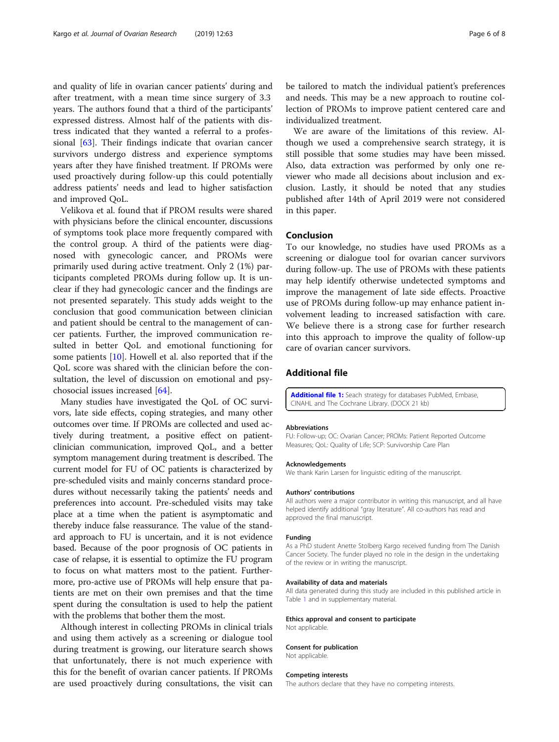and quality of life in ovarian cancer patients' during and after treatment, with a mean time since surgery of 3.3 years. The authors found that a third of the participants' expressed distress. Almost half of the patients with distress indicated that they wanted a referral to a professional [63]. Their findings indicate that ovarian cancer survivors undergo distress and experience symptoms years after they have finished treatment. If PROMs were used proactively during follow-up this could potentially address patients' needs and lead to higher satisfaction and improved QoL.

Velikova et al. found that if PROM results were shared with physicians before the clinical encounter, discussions of symptoms took place more frequently compared with the control group. A third of the patients were diagnosed with gynecologic cancer, and PROMs were primarily used during active treatment. Only 2 (1%) participants completed PROMs during follow up. It is unclear if they had gynecologic cancer and the findings are not presented separately. This study adds weight to the conclusion that good communication between clinician and patient should be central to the management of cancer patients. Further, the improved communication resulted in better QoL and emotional functioning for some patients [10]. Howell et al. also reported that if the QoL score was shared with the clinician before the consultation, the level of discussion on emotional and psychosocial issues increased [64].

Many studies have investigated the QoL of OC survivors, late side effects, coping strategies, and many other outcomes over time. If PROMs are collected and used actively during treatment, a positive effect on patient-clinician communication, improved QoL, and a better symptom management during treatment is described. The current model for FU of OC patients is characterized by pre-scheduled visits and mainly concerns standard procedures without necessarily taking the patients' needs and preferences into account. Pre-scheduled visits may take place at a time when the patient is asymptomatic and thereby induce false reassurance. The value of the standard approach to FU is uncertain, and it is not evidence based. Because of the poor prognosis of OC patients in case of relapse, it is essential to optimize the FU program to focus on what matters most to the patient. Furthermore, pro-active use of PROMs will help ensure that patients are met on their own premises and that the time spent during the consultation is used to help the patient with the problems that bother them the most.

Although interest in collecting PROMs in clinical trials and using them actively as a screening or dialogue tool during treatment is growing, our literature search shows that unfortunately, there is not much experience with this for the benefit of ovarian cancer patients. If PROMs are used proactively during consultations, the visit can be tailored to match the individual patient's preferences and needs. This may be a new approach to routine collection of PROMs to improve patient centered care and individualized treatment.

We are aware of the limitations of this review. Although we used a comprehensive search strategy, it is still possible that some studies may have been missed. Also, data extraction was performed by only one reviewer who made all decisions about inclusion and exclusion. Lastly, it should be noted that any studies published after 14th of April 2019 were not considered in this paper.

## Conclusion

To our knowledge, no studies have used PROMs as a screening or dialogue tool for ovarian cancer survivors during follow-up. The use of PROMs with these patients may help identify otherwise undetected symptoms and improve the management of late side effects. Proactive use of PROMs during follow-up may enhance patient involvement leading to increased satisfaction with care. We believe there is a strong case for further research into this approach to improve the quality of follow-up care of ovarian cancer survivors.

## Additional file

**Additional file 1:** Seach strategy for databases PubMed, Embase, CINAHL and The Cochrane Library. (DOCX 21 kb)

#### Abbreviations

FU: Follow-up; OC: Ovarian Cancer; PROMs: Patient Reported Outcome Measures; QoL: Quality of Life; SCP: Survivorship Care Plan

#### Acknowledgements

We thank Karin Larsen for linguistic editing of the manuscript.

#### Authors' contributions

All authors were a major contributor in writing this manuscript, and all have helped identify additional "gray literature". All co-authors has read and approved the final manuscript.

#### Funding

As a PhD student Anette Stolberg Kargo received funding from The Danish Cancer Society. The funder played no role in the design in the undertaking of the review or in writing the manuscript.

#### Availability of data and materials

All data generated during this study are included in this published article in Table 1 and in supplementary material.

#### Ethics approval and consent to participate

Not applicable.

#### Consent for publication

Not applicable.

#### Competing interests

The authors declare that they have no competing interests.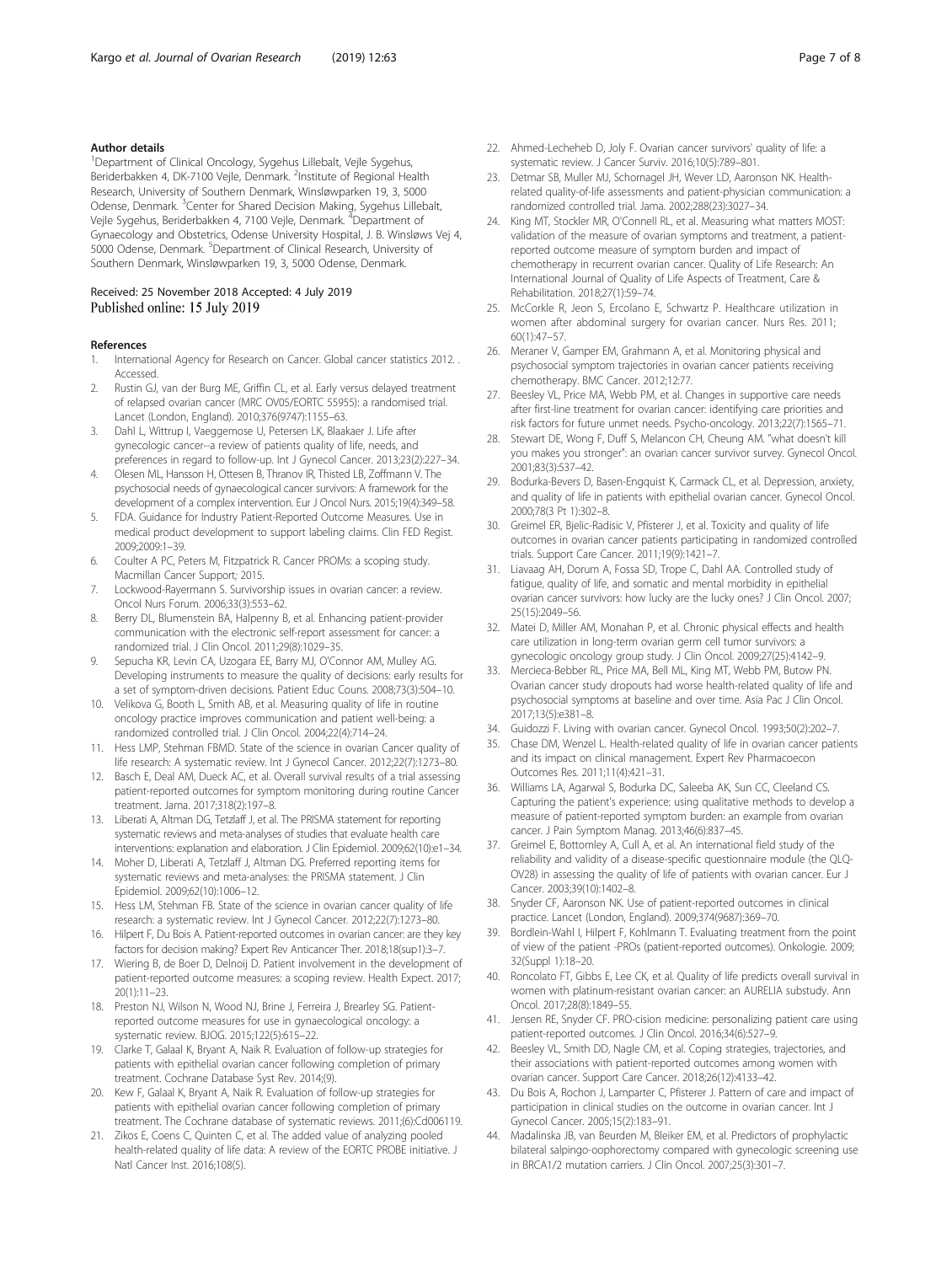#### Author details

[1]Department of Clinical Oncology, Sygehus Lillebalt, Vejle Sygehus, Beriderbakken 4, DK-7100 Vejle, Denmark. [2]Institute of Regional Health Research, University of Southern Denmark, Winsløwparken 19, 3, 5000 Odense, Denmark. [3]Center for Shared Decision Making, Sygehus Lillebalt, Vejle Sygehus, Beriderbakken 4, 7100 Vejle, Denmark. [4]Department of Gynaecology and Obstetrics, Odense University Hospital, J. B. Winsløws Vej 4, 5000 Odense, Denmark. [5]Department of Clinical Research, University of Southern Denmark, Winsløwparken 19, 3, 5000 Odense, Denmark.

Received: 25 November 2018 Accepted: 4 July 2019
Published online: 15 July 2019

#### References

1. International Agency for Research on Cancer. Global cancer statistics 2012. . Accessed.
2. Rustin GJ, van der Burg ME, Griffin CL, et al. Early versus delayed treatment of relapsed ovarian cancer (MRC OV05/EORTC 55955): a randomised trial. Lancet (London, England). 2010;376(9747):1155–63.
3. Dahl L, Wittrup I, Vaeggemose U, Petersen LK, Blaakaer J. Life after gynecologic cancer--a review of patients quality of life, needs, and preferences in regard to follow-up. Int J Gynecol Cancer. 2013;23(2):227–34.
4. Olesen ML, Hansson H, Ottesen B, Thranov IR, Thisted LB, Zoffmann V. The psychosocial needs of gynaecological cancer survivors: A framework for the development of a complex intervention. Eur J Oncol Nurs. 2015;19(4):349–58.
5. FDA. Guidance for Industry Patient-Reported Outcome Measures. Use in medical product development to support labeling claims. Clin FED Regist. 2009;2009:1–39.
6. Coulter A PC, Peters M, Fitzpatrick R. Cancer PROMs: a scoping study. Macmillan Cancer Support; 2015.
7. Lockwood-Rayermann S. Survivorship issues in ovarian cancer: a review. Oncol Nurs Forum. 2006;33(3):553–62.
8. Berry DL, Blumenstein BA, Halpenny B, et al. Enhancing patient-provider communication with the electronic self-report assessment for cancer: a randomized trial. J Clin Oncol. 2011;29(8):1029–35.
9. Sepucha KR, Levin CA, Uzogara EE, Barry MJ, O'Connor AM, Mulley AG. Developing instruments to measure the quality of decisions: early results for a set of symptom-driven decisions. Patient Educ Couns. 2008;73(3):504–10.
10. Velikova G, Booth L, Smith AB, et al. Measuring quality of life in routine oncology practice improves communication and patient well-being: a randomized controlled trial. J Clin Oncol. 2004;22(4):714–24.
11. Hess LMP, Stehman FBMD. State of the science in ovarian Cancer quality of life research: A systematic review. Int J Gynecol Cancer. 2012;22(7):1273–80.
12. Basch E, Deal AM, Dueck AC, et al. Overall survival results of a trial assessing patient-reported outcomes for symptom monitoring during routine Cancer treatment. Jama. 2017;318(2):197–8.
13. Liberati A, Altman DG, Tetzlaff J, et al. The PRISMA statement for reporting systematic reviews and meta-analyses of studies that evaluate health care interventions: explanation and elaboration. J Clin Epidemiol. 2009;62(10):e1–34.
14. Moher D, Liberati A, Tetzlaff J, Altman DG. Preferred reporting items for systematic reviews and meta-analyses: the PRISMA statement. J Clin Epidemiol. 2009;62(10):1006–12.
15. Hess LM, Stehman FB. State of the science in ovarian cancer quality of life research: a systematic review. Int J Gynecol Cancer. 2012;22(7):1273–80.
16. Hilpert F, Du Bois A. Patient-reported outcomes in ovarian cancer: are they key factors for decision making? Expert Rev Anticancer Ther. 2018;18(sup1):3–7.
17. Wiering B, de Boer D, Delnoij D. Patient involvement in the development of patient-reported outcome measures: a scoping review. Health Expect. 2017; 20(1):11–23.
18. Preston NJ, Wilson N, Wood NJ, Brine J, Ferreira J, Brearley SG. Patient-reported outcome measures for use in gynaecological oncology: a systematic review. BJOG. 2015;122(5):615–22.
19. Clarke T, Galaal K, Bryant A, Naik R. Evaluation of follow-up strategies for patients with epithelial ovarian cancer following completion of primary treatment. Cochrane Database Syst Rev. 2014;(9).
20. Kew F, Galaal K, Bryant A, Naik R. Evaluation of follow-up strategies for patients with epithelial ovarian cancer following completion of primary treatment. The Cochrane database of systematic reviews. 2011;(6):Cd006119.
21. Zikos E, Coens C, Quinten C, et al. The added value of analyzing pooled health-related quality of life data: A review of the EORTC PROBE initiative. J Natl Cancer Inst. 2016;108(5).
22. Ahmed-Lecheheb D, Joly F. Ovarian cancer survivors' quality of life: a systematic review. J Cancer Surviv. 2016;10(5):789–801.
23. Detmar SB, Muller MJ, Schornagel JH, Wever LD, Aaronson NK. Health-related quality-of-life assessments and patient-physician communication: a randomized controlled trial. Jama. 2002;288(23):3027–34.
24. King MT, Stockler MR, O'Connell RL, et al. Measuring what matters MOST: validation of the measure of ovarian symptoms and treatment, a patient-reported outcome measure of symptom burden and impact of chemotherapy in recurrent ovarian cancer. Quality of Life Research: An International Journal of Quality of Life Aspects of Treatment, Care & Rehabilitation. 2018;27(1):59–74.
25. McCorkle R, Jeon S, Ercolano E, Schwartz P. Healthcare utilization in women after abdominal surgery for ovarian cancer. Nurs Res. 2011; 60(1):47–57.
26. Meraner V, Gamper EM, Grahmann A, et al. Monitoring physical and psychosocial symptom trajectories in ovarian cancer patients receiving chemotherapy. BMC Cancer. 2012;12:77.
27. Beesley VL, Price MA, Webb PM, et al. Changes in supportive care needs after first-line treatment for ovarian cancer: identifying care priorities and risk factors for future unmet needs. Psycho-oncology. 2013;22(7):1565–71.
28. Stewart DE, Wong F, Duff S, Melancon CH, Cheung AM. "what doesn't kill you makes you stronger": an ovarian cancer survivor survey. Gynecol Oncol. 2001;83(3):537–42.
29. Bodurka-Bevers D, Basen-Engquist K, Carmack CL, et al. Depression, anxiety, and quality of life in patients with epithelial ovarian cancer. Gynecol Oncol. 2000;78(3 Pt 1):302–8.
30. Greimel ER, Bjelic-Radisic V, Pfisterer J, et al. Toxicity and quality of life outcomes in ovarian cancer patients participating in randomized controlled trials. Support Care Cancer. 2011;19(9):1421–7.
31. Liavaag AH, Dorum A, Fossa SD, Trope C, Dahl AA. Controlled study of fatigue, quality of life, and somatic and mental morbidity in epithelial ovarian cancer survivors: how lucky are the lucky ones? J Clin Oncol. 2007; 25(15):2049–56.
32. Matei D, Miller AM, Monahan P, et al. Chronic physical effects and health care utilization in long-term ovarian germ cell tumor survivors: a gynecologic oncology group study. J Clin Oncol. 2009;27(25):4142–9.
33. Mercieca-Bebber RL, Price MA, Bell ML, King MT, Webb PM, Butow PN. Ovarian cancer study dropouts had worse health-related quality of life and psychosocial symptoms at baseline and over time. Asia Pac J Clin Oncol. 2017;13(5):e381–8.
34. Guidozzi F. Living with ovarian cancer. Gynecol Oncol. 1993;50(2):202–7.
35. Chase DM, Wenzel L. Health-related quality of life in ovarian cancer patients and its impact on clinical management. Expert Rev Pharmacoecon Outcomes Res. 2011;11(4):421–31.
36. Williams LA, Agarwal S, Bodurka DC, Saleeba AK, Sun CC, Cleeland CS. Capturing the patient's experience: using qualitative methods to develop a measure of patient-reported symptom burden: an example from ovarian cancer. J Pain Symptom Manag. 2013;46(6):837–45.
37. Greimel E, Bottomley A, Cull A, et al. An international field study of the reliability and validity of a disease-specific questionnaire module (the QLQ-OV28) in assessing the quality of life of patients with ovarian cancer. Eur J Cancer. 2003;39(10):1402–8.
38. Snyder CF, Aaronson NK. Use of patient-reported outcomes in clinical practice. Lancet (London, England). 2009;374(9687):369–70.
39. Bordlein-Wahl I, Hilpert F, Kohlmann T. Evaluating treatment from the point of view of the patient -PROs (patient-reported outcomes). Onkologie. 2009; 32(Suppl 1):18–20.
40. Roncolato FT, Gibbs E, Lee CK, et al. Quality of life predicts overall survival in women with platinum-resistant ovarian cancer: an AURELIA substudy. Ann Oncol. 2017;28(8):1849–55.
41. Jensen RE, Snyder CF. PRO-cision medicine: personalizing patient care using patient-reported outcomes. J Clin Oncol. 2016;34(6):527–9.
42. Beesley VL, Smith DD, Nagle CM, et al. Coping strategies, trajectories, and their associations with patient-reported outcomes among women with ovarian cancer. Support Care Cancer. 2018;26(12):4133–42.
43. Du Bois A, Rochon J, Lamparter C, Pfisterer J. Pattern of care and impact of participation in clinical studies on the outcome in ovarian cancer. Int J Gynecol Cancer. 2005;15(2):183–91.
44. Madalinska JB, van Beurden M, Bleiker EM, et al. Predictors of prophylactic bilateral salpingo-oophorectomy compared with gynecologic screening use in BRCA1/2 mutation carriers. J Clin Oncol. 2007;25(3):301–7.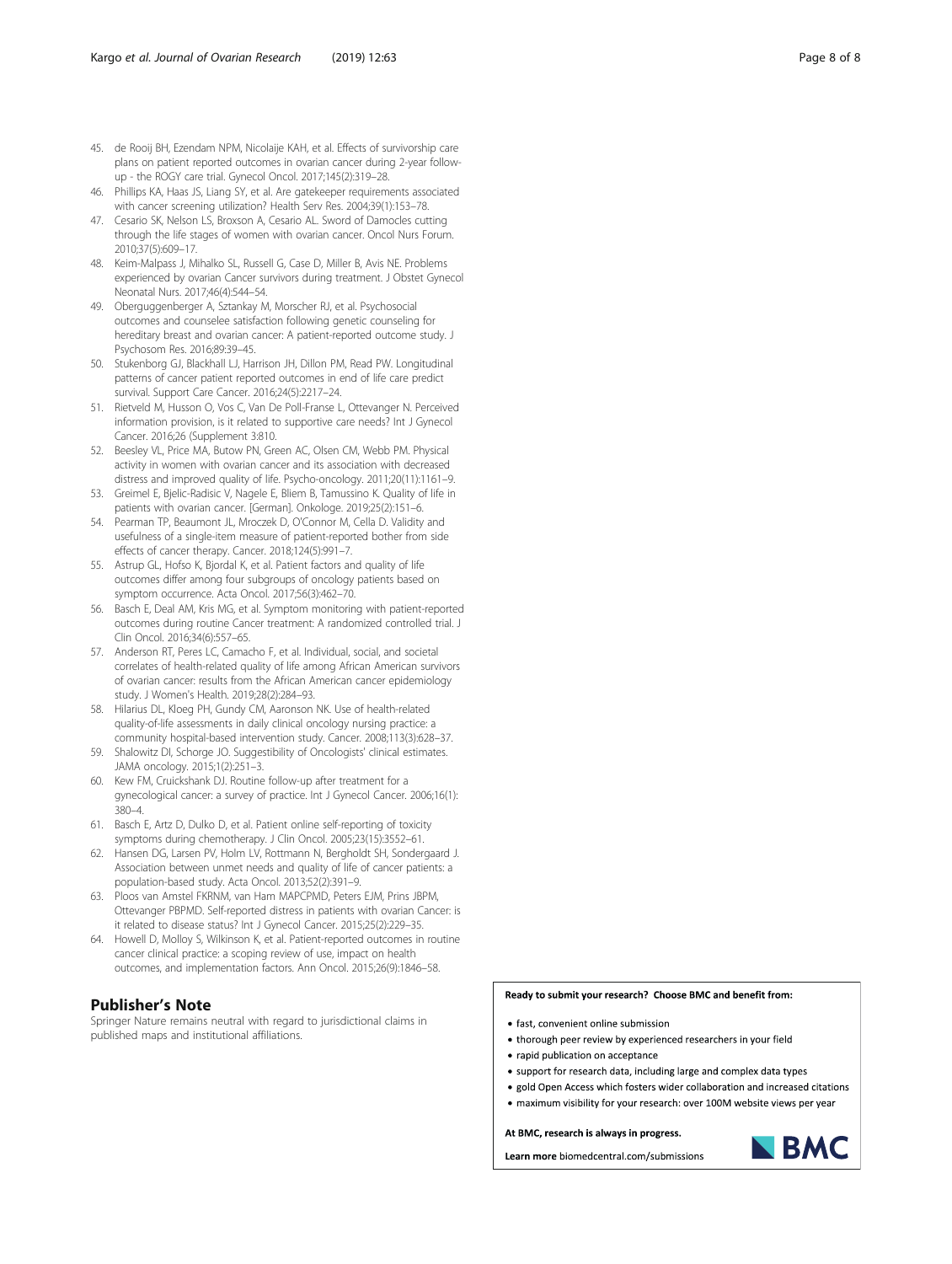45. de Rooij BH, Ezendam NPM, Nicolaije KAH, et al. Effects of survivorship care plans on patient reported outcomes in ovarian cancer during 2-year follow-up - the ROGY care trial. Gynecol Oncol. 2017;145(2):319–28.
46. Phillips KA, Haas JS, Liang SY, et al. Are gatekeeper requirements associated with cancer screening utilization? Health Serv Res. 2004;39(1):153–78.
47. Cesario SK, Nelson LS, Broxson A, Cesario AL. Sword of Damocles cutting through the life stages of women with ovarian cancer. Oncol Nurs Forum. 2010;37(5):609–17.
48. Keim-Malpass J, Mihalko SL, Russell G, Case D, Miller B, Avis NE. Problems experienced by ovarian Cancer survivors during treatment. J Obstet Gynecol Neonatal Nurs. 2017;46(4):544–54.
49. Oberguggenberger A, Sztankay M, Morscher RJ, et al. Psychosocial outcomes and counselee satisfaction following genetic counseling for hereditary breast and ovarian cancer: A patient-reported outcome study. J Psychosom Res. 2016;89:39–45.
50. Stukenborg GJ, Blackhall LJ, Harrison JH, Dillon PM, Read PW. Longitudinal patterns of cancer patient reported outcomes in end of life care predict survival. Support Care Cancer. 2016;24(5):2217–24.
51. Rietveld M, Husson O, Vos C, Van De Poll-Franse L, Ottevanger N. Perceived information provision, is it related to supportive care needs? Int J Gynecol Cancer. 2016;26 (Supplement 3:810.
52. Beesley VL, Price MA, Butow PN, Green AC, Olsen CM, Webb PM. Physical activity in women with ovarian cancer and its association with decreased distress and improved quality of life. Psycho-oncology. 2011;20(11):1161–9.
53. Greimel E, Bjelic-Radisic V, Nagele E, Bliem B, Tamussino K. Quality of life in patients with ovarian cancer. [German]. Onkologe. 2019;25(2):151–6.
54. Pearman TP, Beaumont JL, Mroczek D, O'Connor M, Cella D. Validity and usefulness of a single-item measure of patient-reported bother from side effects of cancer therapy. Cancer. 2018;124(5):991–7.
55. Astrup GL, Hofso K, Bjordal K, et al. Patient factors and quality of life outcomes differ among four subgroups of oncology patients based on symptom occurrence. Acta Oncol. 2017;56(3):462–70.
56. Basch E, Deal AM, Kris MG, et al. Symptom monitoring with patient-reported outcomes during routine Cancer treatment: A randomized controlled trial. J Clin Oncol. 2016;34(6):557–65.
57. Anderson RT, Peres LC, Camacho F, et al. Individual, social, and societal correlates of health-related quality of life among African American survivors of ovarian cancer: results from the African American cancer epidemiology study. J Women's Health. 2019;28(2):284–93.
58. Hilarius DL, Kloeg PH, Gundy CM, Aaronson NK. Use of health-related quality-of-life assessments in daily clinical oncology nursing practice: a community hospital-based intervention study. Cancer. 2008;113(3):628–37.
59. Shalowitz DI, Schorge JO. Suggestibility of Oncologists' clinical estimates. JAMA oncology. 2015;1(2):251–3.
60. Kew FM, Cruickshank DJ. Routine follow-up after treatment for a gynecological cancer: a survey of practice. Int J Gynecol Cancer. 2006;16(1): 380–4.
61. Basch E, Artz D, Dulko D, et al. Patient online self-reporting of toxicity symptoms during chemotherapy. J Clin Oncol. 2005;23(15):3552–61.
62. Hansen DG, Larsen PV, Holm LV, Rottmann N, Bergholdt SH, Sondergaard J. Association between unmet needs and quality of life of cancer patients: a population-based study. Acta Oncol. 2013;52(2):391–9.
63. Ploos van Amstel FKRNM, van Ham MAPCPMD, Peters EJM, Prins JBPM, Ottevanger PBPMD. Self-reported distress in patients with ovarian Cancer: is it related to disease status? Int J Gynecol Cancer. 2015;25(2):229–35.
64. Howell D, Molloy S, Wilkinson K, et al. Patient-reported outcomes in routine cancer clinical practice: a scoping review of use, impact on health outcomes, and implementation factors. Ann Oncol. 2015;26(9):1846–58.

## Publisher's Note

Springer Nature remains neutral with regard to jurisdictional claims in published maps and institutional affiliations.

**Ready to submit your research? Choose BMC and benefit from:**

- fast, convenient online submission
- thorough peer review by experienced researchers in your field
- rapid publication on acceptance
- support for research data, including large and complex data types
- gold Open Access which fosters wider collaboration and increased citations
- maximum visibility for your research: over 100M website views per year

**At BMC, research is always in progress.**

**Learn more** biomedcentral.com/submissions

BMC